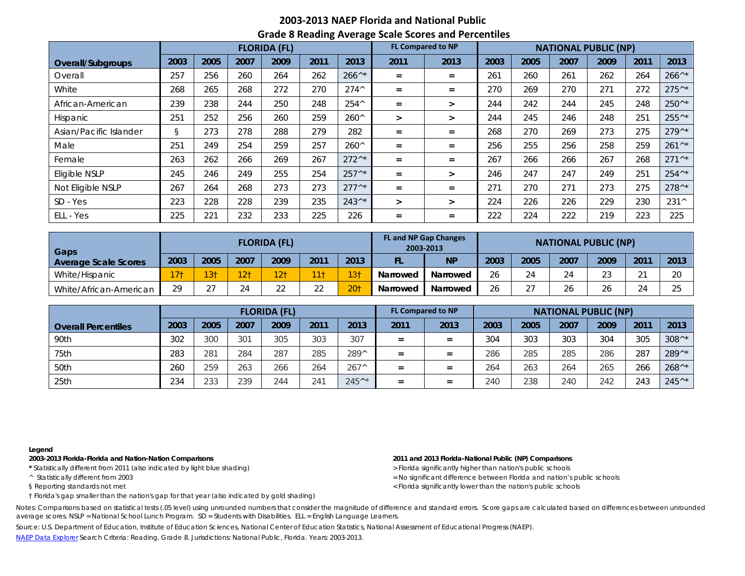## 2003-2013 NAEP Florida and National Public
## Grade 8 Reading Average Scale Scores and Percentiles

| Overall/Subgroups | FLORIDA (FL) | | | | | | FL Compared to NP | | NATIONAL PUBLIC (NP) | | | | | |
|---|---|---|---|---|---|---|---|---|---|---|---|---|---|---|
| | 2003 | 2005 | 2007 | 2009 | 2011 | 2013 | 2011 | 2013 | 2003 | 2005 | 2007 | 2009 | 2011 | 2013 |
| Overall | 257 | 256 | 260 | 264 | 262 | 266^* | = | = | 261 | 260 | 261 | 262 | 264 | 266^* |
| White | 268 | 265 | 268 | 272 | 270 | 274^ | = | = | 270 | 269 | 270 | 271 | 272 | 275^* |
| African-American | 239 | 238 | 244 | 250 | 248 | 254^ | = | > | 244 | 242 | 244 | 245 | 248 | 250^* |
| Hispanic | 251 | 252 | 256 | 260 | 259 | 260^ | > | > | 244 | 245 | 246 | 248 | 251 | 255^* |
| Asian/Pacific Islander | § | 273 | 278 | 288 | 279 | 282 | = | = | 268 | 270 | 269 | 273 | 275 | 279^* |
| Male | 251 | 249 | 254 | 259 | 257 | 260^ | = | = | 256 | 255 | 256 | 258 | 259 | 261^* |
| Female | 263 | 262 | 266 | 269 | 267 | 272^* | = | = | 267 | 266 | 266 | 267 | 268 | 271^* |
| Eligible NSLP | 245 | 246 | 249 | 255 | 254 | 257^* | = | > | 246 | 247 | 247 | 249 | 251 | 254^* |
| Not Eligible NSLP | 267 | 264 | 268 | 273 | 273 | 277^* | = | = | 271 | 270 | 271 | 273 | 275 | 278^* |
| SD - Yes | 223 | 228 | 228 | 239 | 235 | 243^* | > | > | 224 | 226 | 226 | 229 | 230 | 231^ |
| ELL - Yes | 225 | 221 | 232 | 233 | 225 | 226 | = | = | 222 | 224 | 222 | 219 | 223 | 225 |

| Gaps Average Scale Scores | FLORIDA (FL) | | | | | | FL and NP Gap Changes 2003-2013 | | NATIONAL PUBLIC (NP) | | | | | |
|---|---|---|---|---|---|---|---|---|---|---|---|---|---|---|
| | 2003 | 2005 | 2007 | 2009 | 2011 | 2013 | FL | NP | 2003 | 2005 | 2007 | 2009 | 2011 | 2013 |
| White/Hispanic | 17† | 13† | 12† | 12† | 11† | 13† | Narrowed | Narrowed | 26 | 24 | 24 | 23 | 21 | 20 |
| White/African-American | 29 | 27 | 24 | 22 | 22 | 20† | Narrowed | Narrowed | 26 | 27 | 26 | 26 | 24 | 25 |

| Overall Percentiles | FLORIDA (FL) | | | | | | FL Compared to NP | | NATIONAL PUBLIC (NP) | | | | | |
|---|---|---|---|---|---|---|---|---|---|---|---|---|---|---|
| | 2003 | 2005 | 2007 | 2009 | 2011 | 2013 | 2011 | 2013 | 2003 | 2005 | 2007 | 2009 | 2011 | 2013 |
| 90th | 302 | 300 | 301 | 305 | 303 | 307 | = | = | 304 | 303 | 303 | 304 | 305 | 308^* |
| 75th | 283 | 281 | 284 | 287 | 285 | 289^ | = | = | 286 | 285 | 285 | 286 | 287 | 289^* |
| 50th | 260 | 259 | 263 | 266 | 264 | 267^ | = | = | 264 | 263 | 264 | 265 | 266 | 268^* |
| 25th | 234 | 233 | 239 | 244 | 241 | 245^* | = | = | 240 | 238 | 240 | 242 | 243 | 245^* |

**Legend**

**2003-2013 Florida-Florida and Nation-Nation Comparisons**

\* Statistically different from 2011 (also indicated by light blue shading)

^ Statistically different from 2003

§ Reporting standards not met

† Florida's gap smaller than the nation's gap for that year (also indicated by gold shading)

**2011 and 2013 Florida-National Public (NP) Comparisons**

> Florida significantly higher than nation's public schools

= No significant difference between Florida and nation's public schools

< Florida significantly lower than the nation's public schools

Notes: Comparisons based on statistical tests (.05 level) using unrounded numbers that consider the magnitude of difference and standard errors. Score gaps are calculated based on differences between unrounded average scores. NSLP = National School Lunch Program. SD = Students with Disabilities. ELL = English Language Learners.

Source: U.S. Department of Education, Institute of Education Sciences, National Center of Education Statistics, National Assessment of Educational Progress (NAEP).

NAEP Data Explorer Search Criteria: Reading, Grade 8. Jurisdictions: National Public, Florida. Years: 2003-2013.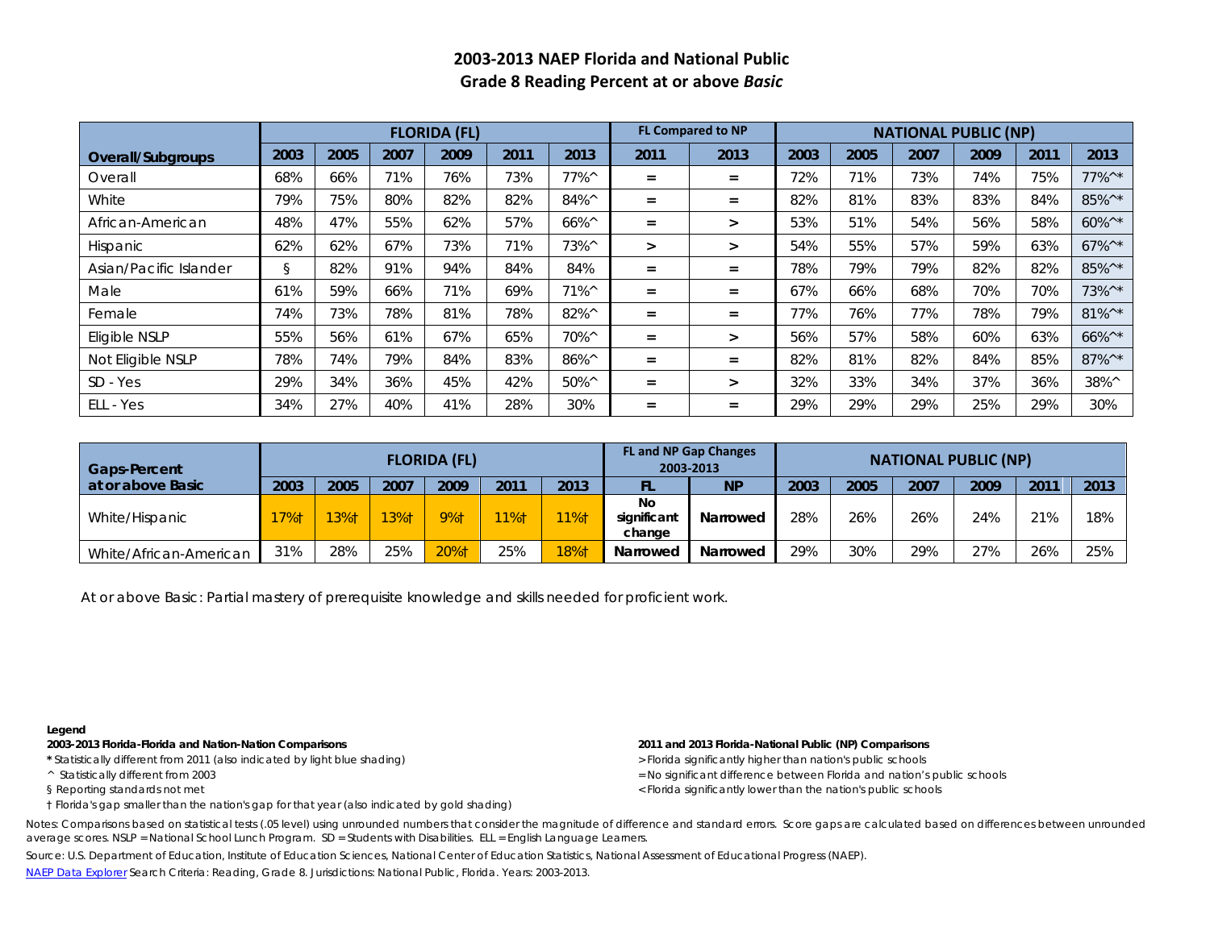# 2003-2013 NAEP Florida and National Public
## Grade 8 Reading Percent at or above *Basic*

| | FLORIDA (FL) | | | | | | FL Compared to NP | | NATIONAL PUBLIC (NP) | | | | | |
|---|---|---|---|---|---|---|---|---|---|---|---|---|---|---|
| **Overall/Subgroups** | 2003 | 2005 | 2007 | 2009 | 2011 | 2013 | 2011 | 2013 | 2003 | 2005 | 2007 | 2009 | 2011 | 2013 |
| Overall | 68% | 66% | 71% | 76% | 73% | 77%^ | = | = | 72% | 71% | 73% | 74% | 75% | 77%^* |
| White | 79% | 75% | 80% | 82% | 82% | 84%^ | = | = | 82% | 81% | 83% | 83% | 84% | 85%^* |
| African-American | 48% | 47% | 55% | 62% | 57% | 66%^ | = | > | 53% | 51% | 54% | 56% | 58% | 60%^* |
| Hispanic | 62% | 62% | 67% | 73% | 71% | 73%^ | > | > | 54% | 55% | 57% | 59% | 63% | 67%^* |
| Asian/Pacific Islander | § | 82% | 91% | 94% | 84% | 84% | = | = | 78% | 79% | 79% | 82% | 82% | 85%^* |
| Male | 61% | 59% | 66% | 71% | 69% | 71%^ | = | = | 67% | 66% | 68% | 70% | 70% | 73%^* |
| Female | 74% | 73% | 78% | 81% | 78% | 82%^ | = | = | 77% | 76% | 77% | 78% | 79% | 81%^* |
| Eligible NSLP | 55% | 56% | 61% | 67% | 65% | 70%^ | = | > | 56% | 57% | 58% | 60% | 63% | 66%^* |
| Not Eligible NSLP | 78% | 74% | 79% | 84% | 83% | 86%^ | = | = | 82% | 81% | 82% | 84% | 85% | 87%^* |
| SD - Yes | 29% | 34% | 36% | 45% | 42% | 50%^ | = | > | 32% | 33% | 34% | 37% | 36% | 38%^ |
| ELL - Yes | 34% | 27% | 40% | 41% | 28% | 30% | = | = | 29% | 29% | 29% | 25% | 29% | 30% |

| Gaps-Percent at or above Basic | FLORIDA (FL) | | | | | | FL and NP Gap Changes 2003-2013 | | NATIONAL PUBLIC (NP) | | | | | |
|---|---|---|---|---|---|---|---|---|---|---|---|---|---|---|
| | 2003 | 2005 | 2007 | 2009 | 2011 | 2013 | FL | NP | 2003 | 2005 | 2007 | 2009 | 2011 | 2013 |
| White/Hispanic | 17%† | 13%† | 13%† | 9%† | 11%† | 11%† | **No significant change** | **Narrowed** | 28% | 26% | 26% | 24% | 21% | 18% |
| White/African-American | 31% | 28% | 25% | 20%† | 25% | 18%† | **Narrowed** | **Narrowed** | 29% | 30% | 29% | 27% | 26% | 25% |

At or above Basic: Partial mastery of prerequisite knowledge and skills needed for proficient work.

**Legend**

**2003-2013 Florida-Florida and Nation-Nation Comparisons**

* Statistically different from 2011 (also indicated by light blue shading)

^ Statistically different from 2003

§ Reporting standards not met

† Florida's gap smaller than the nation's gap for that year (also indicated by gold shading)

**2011 and 2013 Florida-National Public (NP) Comparisons**

> Florida significantly higher than nation's public schools

= No significant difference between Florida and nation's public schools

< Florida significantly lower than the nation's public schools

Notes: Comparisons based on statistical tests (.05 level) using unrounded numbers that consider the magnitude of difference and standard errors. Score gaps are calculated based on differences between unrounded average scores. NSLP = National School Lunch Program. SD = Students with Disabilities. ELL = English Language Learners.

Source: U.S. Department of Education, Institute of Education Sciences, National Center of Education Statistics, National Assessment of Educational Progress (NAEP).

NAEP Data Explorer Search Criteria: Reading, Grade 8. Jurisdictions: National Public, Florida. Years: 2003-2013.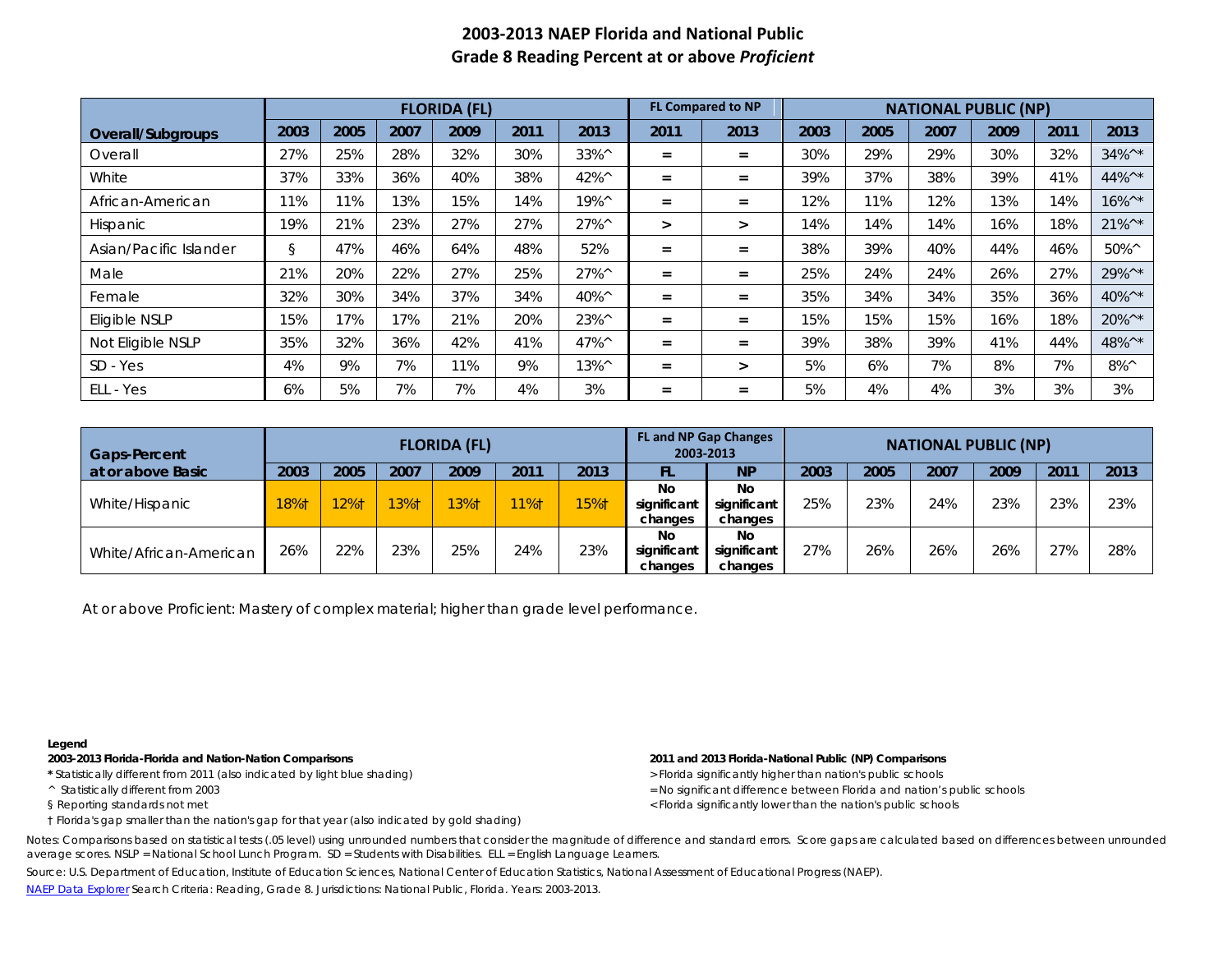## 2003-2013 NAEP Florida and National Public
## Grade 8 Reading Percent at or above *Proficient*

| | FLORIDA (FL) | | | | | | FL Compared to NP | | NATIONAL PUBLIC (NP) | | | | | |
|---|---|---|---|---|---|---|---|---|---|---|---|---|---|---|
| **Overall/Subgroups** | 2003 | 2005 | 2007 | 2009 | 2011 | 2013 | 2011 | 2013 | 2003 | 2005 | 2007 | 2009 | 2011 | 2013 |
| Overall | 27% | 25% | 28% | 32% | 30% | 33%^ | = | = | 30% | 29% | 29% | 30% | 32% | 34%^* |
| White | 37% | 33% | 36% | 40% | 38% | 42%^ | = | = | 39% | 37% | 38% | 39% | 41% | 44%^* |
| African-American | 11% | 11% | 13% | 15% | 14% | 19%^ | = | = | 12% | 11% | 12% | 13% | 14% | 16%^* |
| Hispanic | 19% | 21% | 23% | 27% | 27% | 27%^ | > | > | 14% | 14% | 14% | 16% | 18% | 21%^* |
| Asian/Pacific Islander | § | 47% | 46% | 64% | 48% | 52% | = | = | 38% | 39% | 40% | 44% | 46% | 50%^ |
| Male | 21% | 20% | 22% | 27% | 25% | 27%^ | = | = | 25% | 24% | 24% | 26% | 27% | 29%^* |
| Female | 32% | 30% | 34% | 37% | 34% | 40%^ | = | = | 35% | 34% | 34% | 35% | 36% | 40%^* |
| Eligible NSLP | 15% | 17% | 17% | 21% | 20% | 23%^ | = | = | 15% | 15% | 15% | 16% | 18% | 20%^* |
| Not Eligible NSLP | 35% | 32% | 36% | 42% | 41% | 47%^ | = | = | 39% | 38% | 39% | 41% | 44% | 48%^* |
| SD - Yes | 4% | 9% | 7% | 11% | 9% | 13%^ | = | > | 5% | 6% | 7% | 8% | 7% | 8%^ |
| ELL - Yes | 6% | 5% | 7% | 7% | 4% | 3% | = | = | 5% | 4% | 4% | 3% | 3% | 3% |

| Gaps-Percent | FLORIDA (FL) | | | | | | FL and NP Gap Changes 2003-2013 | | NATIONAL PUBLIC (NP) | | | | | |
|---|---|---|---|---|---|---|---|---|---|---|---|---|---|---|
| **at or above Basic** | 2003 | 2005 | 2007 | 2009 | 2011 | 2013 | FL | NP | 2003 | 2005 | 2007 | 2009 | 2011 | 2013 |
| White/Hispanic | 18%† | 12%† | 13%† | 13%† | 11%† | 15%† | No significant changes | No significant changes | 25% | 23% | 24% | 23% | 23% | 23% |
| White/African-American | 26% | 22% | 23% | 25% | 24% | 23% | No significant changes | No significant changes | 27% | 26% | 26% | 26% | 27% | 28% |

At or above Proficient: Mastery of complex material; higher than grade level performance.

**Legend**

**2003-2013 Florida-Florida and Nation-Nation Comparisons**

* Statistically different from 2011 (also indicated by light blue shading)
^ Statistically different from 2003
§ Reporting standards not met
† Florida's gap smaller than the nation's gap for that year (also indicated by gold shading)

**2011 and 2013 Florida-National Public (NP) Comparisons**

> Florida significantly higher than nation's public schools
= No significant difference between Florida and nation's public schools
< Florida significantly lower than the nation's public schools

Notes: Comparisons based on statistical tests (.05 level) using unrounded numbers that consider the magnitude of difference and standard errors. Score gaps are calculated based on differences between unrounded average scores. NSLP = National School Lunch Program. SD = Students with Disabilities. ELL = English Language Learners.

Source: U.S. Department of Education, Institute of Education Sciences, National Center of Education Statistics, National Assessment of Educational Progress (NAEP).

NAEP Data Explorer Search Criteria: Reading, Grade 8. Jurisdictions: National Public, Florida. Years: 2003-2013.